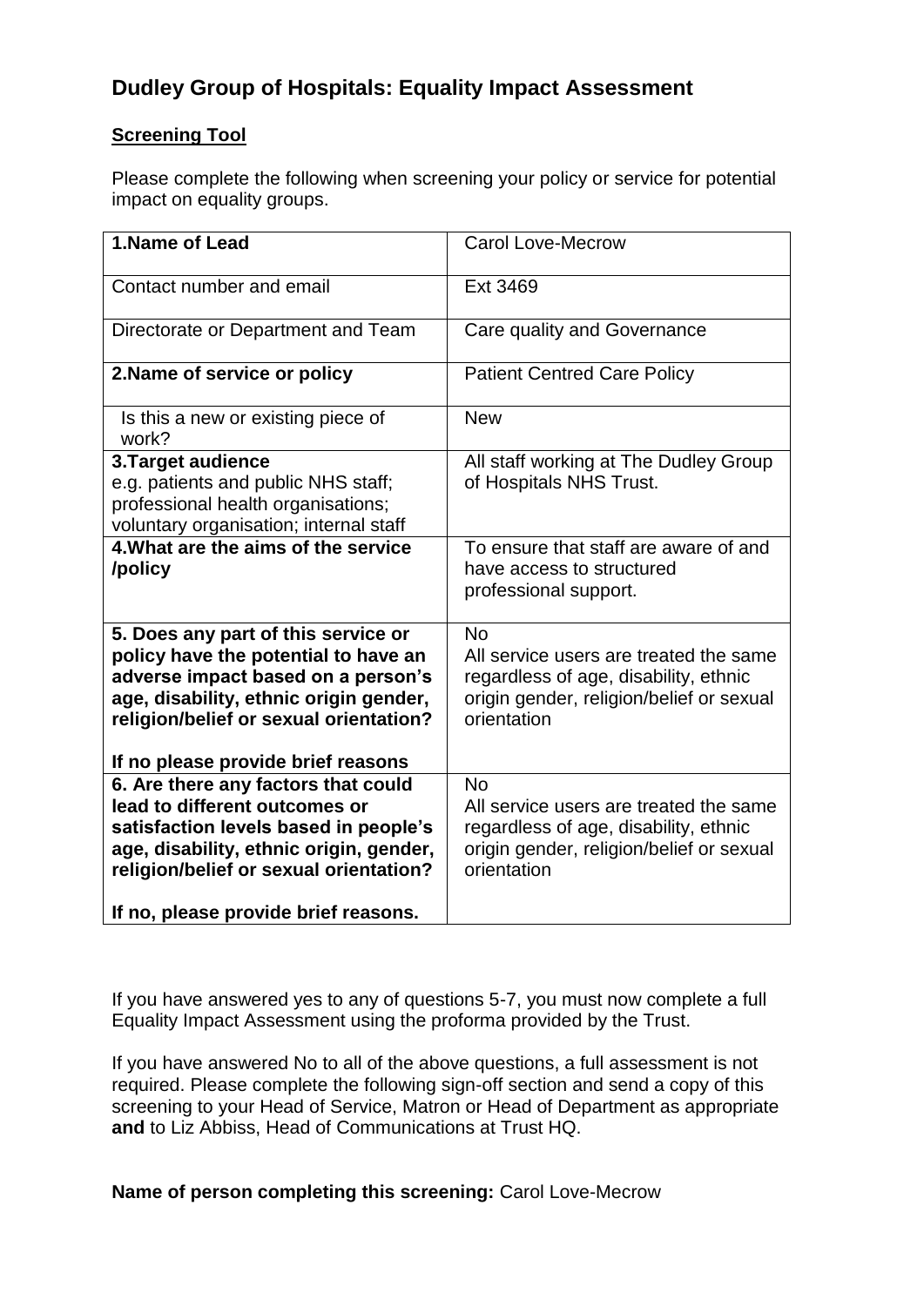# Dudley Group of Hospitals: Equality Impact Assessment

**Screening Tool**

Please complete the following when screening your policy or service for potential impact on equality groups.

| **1.Name of Lead** | Carol Love-Mecrow |
|---|---|
| Contact number and email | Ext 3469 |
| Directorate or Department and Team | Care quality and Governance |
| **2.Name of service or policy** | Patient Centred Care Policy |
| Is this a new or existing piece of work? | New |
| **3.Target audience** e.g. patients and public NHS staff; professional health organisations; voluntary organisation; internal staff | All staff working at The Dudley Group of Hospitals NHS Trust. |
| **4.What are the aims of the service /policy** | To ensure that staff are aware of and have access to structured professional support. |
| **5. Does any part of this service or policy have the potential to have an adverse impact based on a person's age, disability, ethnic origin gender, religion/belief or sexual orientation?** <br><br> **If no please provide brief reasons** | No <br> All service users are treated the same regardless of age, disability, ethnic origin gender, religion/belief or sexual orientation |
| **6. Are there any factors that could lead to different outcomes or satisfaction levels based in people's age, disability, ethnic origin, gender, religion/belief or sexual orientation?** <br><br> **If no, please provide brief reasons.** | No <br> All service users are treated the same regardless of age, disability, ethnic origin gender, religion/belief or sexual orientation |

If you have answered yes to any of questions 5-7, you must now complete a full Equality Impact Assessment using the proforma provided by the Trust.

If you have answered No to all of the above questions, a full assessment is not required. Please complete the following sign-off section and send a copy of this screening to your Head of Service, Matron or Head of Department as appropriate **and** to Liz Abbiss, Head of Communications at Trust HQ.

**Name of person completing this screening:** Carol Love-Mecrow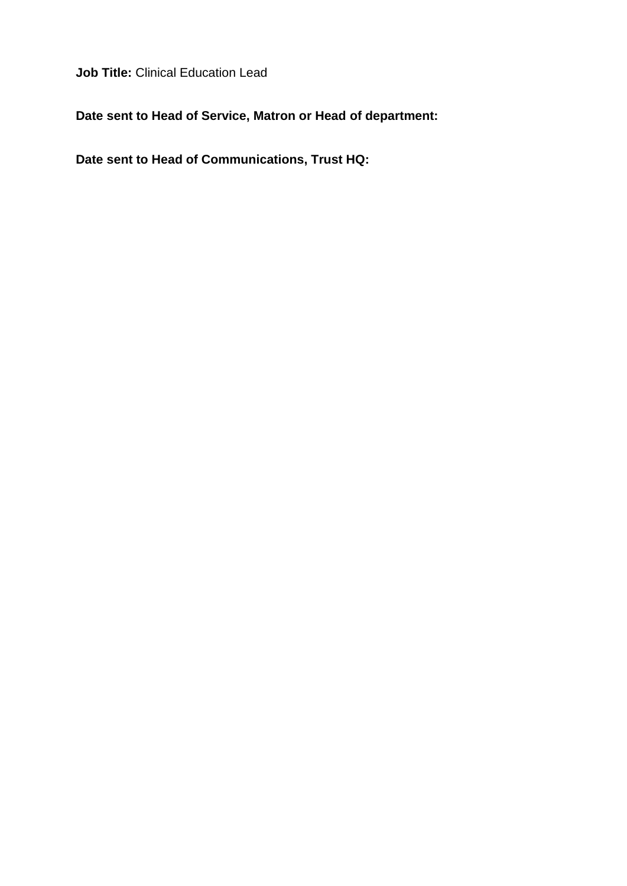**Job Title:** Clinical Education Lead

**Date sent to Head of Service, Matron or Head of department:**

**Date sent to Head of Communications, Trust HQ:**